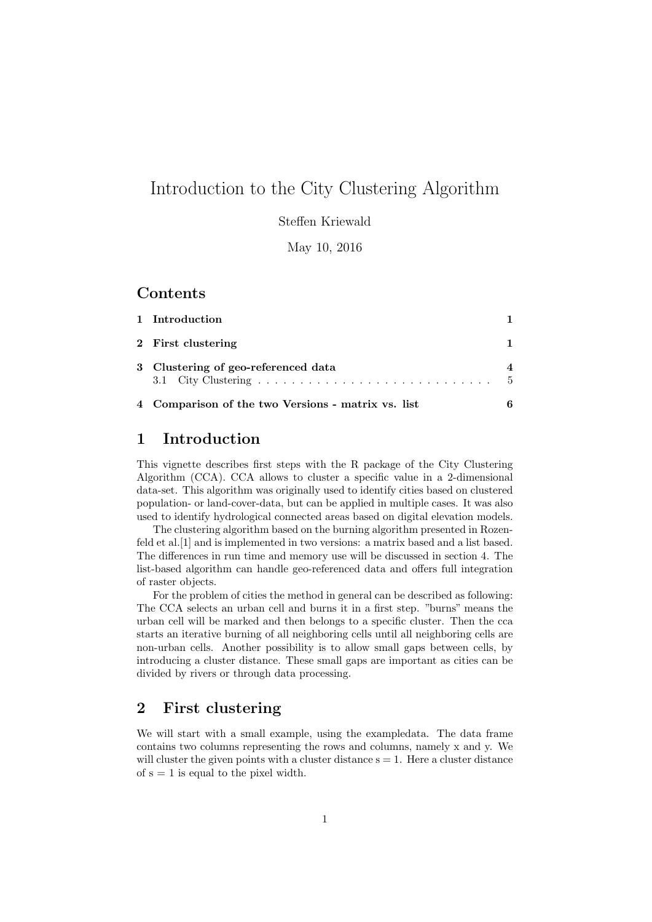# Introduction to the City Clustering Algorithm

Steffen Kriewald

May 10, 2016

## Contents

| | | |
|---|---|---|
| **1** | **Introduction** | **1** |
| **2** | **First clustering** | **1** |
| **3** | **Clustering of geo-referenced data** | **4** |
| | 3.1 City Clustering | 5 |
| **4** | **Comparison of the two Versions - matrix vs. list** | **6** |

## 1 Introduction

This vignette describes first steps with the R package of the City Clustering Algorithm (CCA). CCA allows to cluster a specific value in a 2-dimensional data-set. This algorithm was originally used to identify cities based on clustered population- or land-cover-data, but can be applied in multiple cases. It was also used to identify hydrological connected areas based on digital elevation models.

The clustering algorithm based on the burning algorithm presented in Rozenfeld et al.[1] and is implemented in two versions: a matrix based and a list based. The differences in run time and memory use will be discussed in section 4. The list-based algorithm can handle geo-referenced data and offers full integration of raster objects.

For the problem of cities the method in general can be described as following: The CCA selects an urban cell and burns it in a first step. "burns" means the urban cell will be marked and then belongs to a specific cluster. Then the cca starts an iterative burning of all neighboring cells until all neighboring cells are non-urban cells. Another possibility is to allow small gaps between cells, by introducing a cluster distance. These small gaps are important as cities can be divided by rivers or through data processing.

## 2 First clustering

We will start with a small example, using the exampledata. The data frame contains two columns representing the rows and columns, namely x and y. We will cluster the given points with a cluster distance s = 1. Here a cluster distance of s = 1 is equal to the pixel width.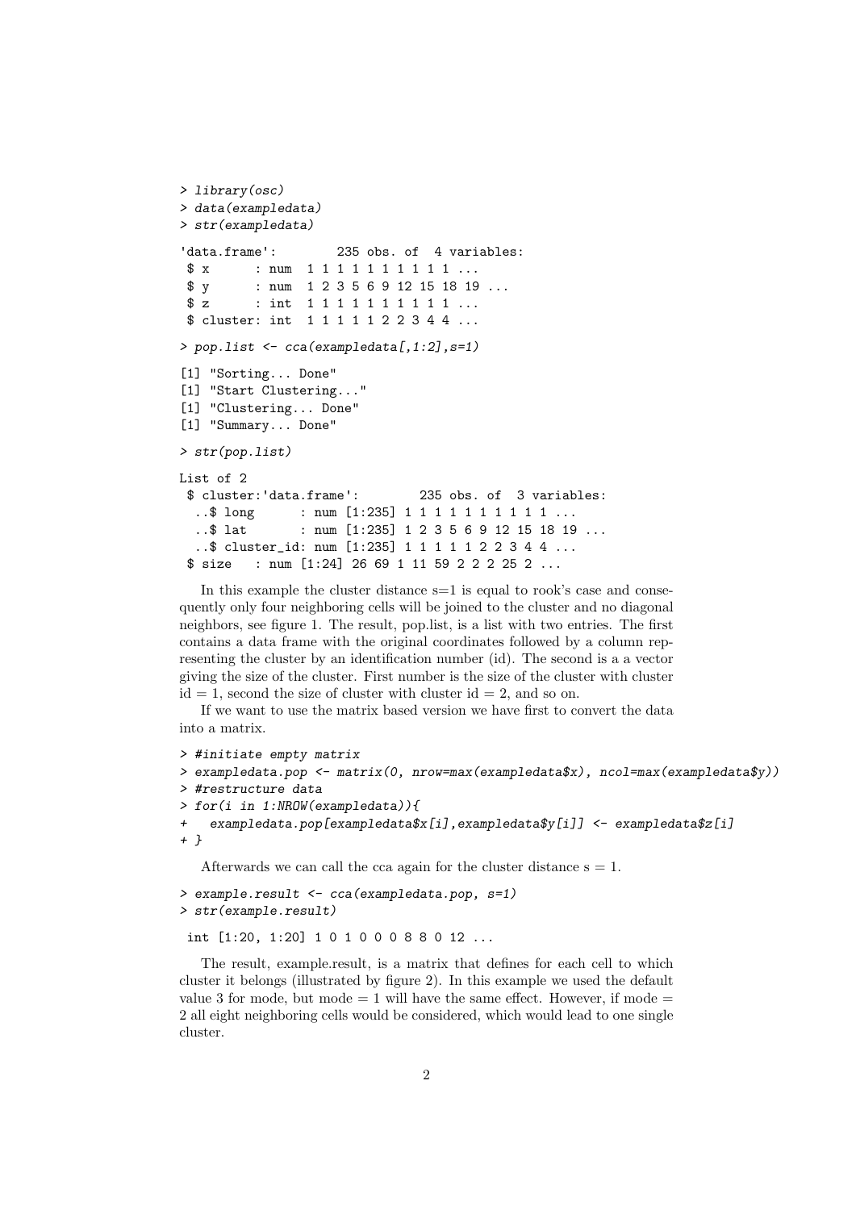```
> library(osc)
> data(exampledata)
> str(exampledata)

'data.frame':        235 obs. of  4 variables:
 $ x      : num  1 1 1 1 1 1 1 1 1 1 ...
 $ y      : num  1 2 3 5 6 9 12 15 18 19 ...
 $ z      : int  1 1 1 1 1 1 1 1 1 1 ...
 $ cluster: int  1 1 1 1 1 2 2 3 4 4 ...

> pop.list <- cca(exampledata[,1:2],s=1)

[1] "Sorting... Done"
[1] "Start Clustering..."
[1] "Clustering... Done"
[1] "Summary... Done"

> str(pop.list)

List of 2
 $ cluster:'data.frame':        235 obs. of  3 variables:
  ..$ long      : num [1:235] 1 1 1 1 1 1 1 1 1 1 ...
  ..$ lat       : num [1:235] 1 2 3 5 6 9 12 15 18 19 ...
  ..$ cluster_id: num [1:235] 1 1 1 1 1 2 2 3 4 4 ...
 $ size   : num [1:24] 26 69 1 11 59 2 2 2 25 2 ...
```

In this example the cluster distance s=1 is equal to rook's case and consequently only four neighboring cells will be joined to the cluster and no diagonal neighbors, see figure 1. The result, pop.list, is a list with two entries. The first contains a data frame with the original coordinates followed by a column representing the cluster by an identification number (id). The second is a a vector giving the size of the cluster. First number is the size of the cluster with cluster id = 1, second the size of cluster with cluster id = 2, and so on.

If we want to use the matrix based version we have first to convert the data into a matrix.

```
> #initiate empty matrix
> exampledata.pop <- matrix(0, nrow=max(exampledata$x), ncol=max(exampledata$y))
> #restructure data
> for(i in 1:NROW(exampledata)){
+   exampledata.pop[exampledata$x[i],exampledata$y[i]] <- exampledata$z[i]
+ }
```

Afterwards we can call the cca again for the cluster distance s = 1.

```
> example.result <- cca(exampledata.pop, s=1)
> str(example.result)

 int [1:20, 1:20] 1 0 1 0 0 0 8 8 0 12 ...
```

The result, example.result, is a matrix that defines for each cell to which cluster it belongs (illustrated by figure 2). In this example we used the default value 3 for mode, but mode = 1 will have the same effect. However, if mode = 2 all eight neighboring cells would be considered, which would lead to one single cluster.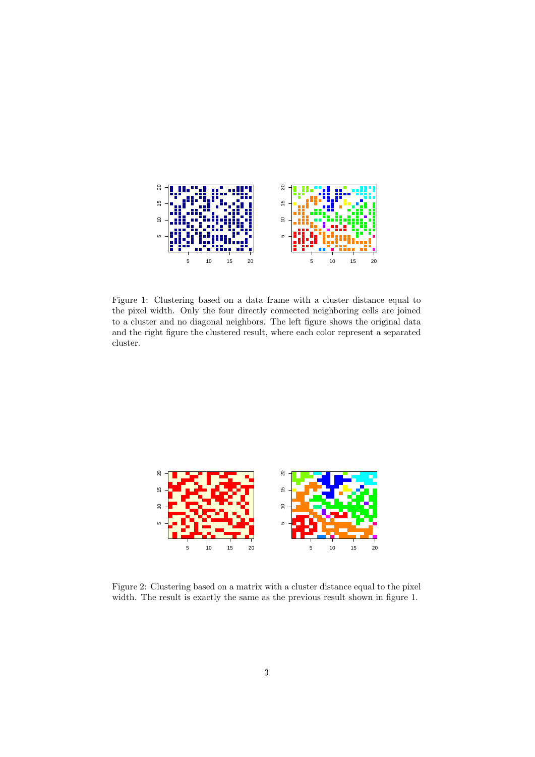Figure 1: Clustering based on a data frame with a cluster distance equal to the pixel width. Only the four directly connected neighboring cells are joined to a cluster and no diagonal neighbors. The left figure shows the original data and the right figure the clustered result, where each color represent a separated cluster.

Figure 2: Clustering based on a matrix with a cluster distance equal to the pixel width. The result is exactly the same as the previous result shown in figure 1.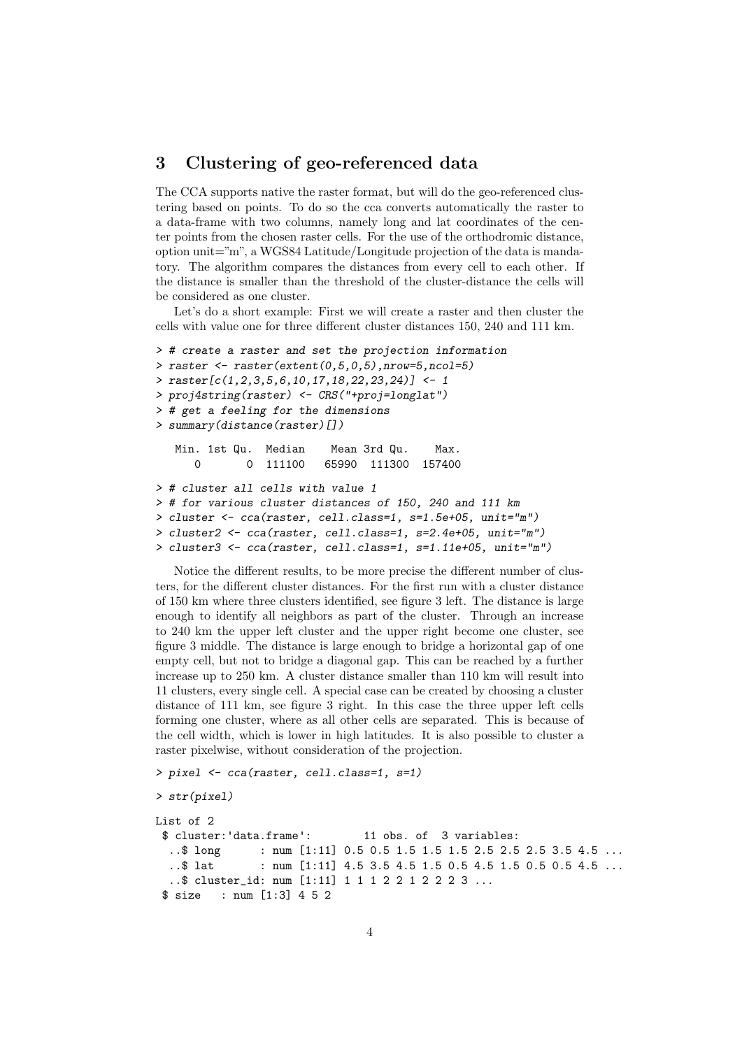## 3 Clustering of geo-referenced data

The CCA supports native the raster format, but will do the geo-referenced clustering based on points. To do so the cca converts automatically the raster to a data-frame with two columns, namely long and lat coordinates of the center points from the chosen raster cells. For the use of the orthodromic distance, option unit="m", a WGS84 Latitude/Longitude projection of the data is mandatory. The algorithm compares the distances from every cell to each other. If the distance is smaller than the threshold of the cluster-distance the cells will be considered as one cluster.

Let's do a short example: First we will create a raster and then cluster the cells with value one for three different cluster distances 150, 240 and 111 km.

```
> # create a raster and set the projection information
> raster <- raster(extent(0,5,0,5),nrow=5,ncol=5)
> raster[c(1,2,3,5,6,10,17,18,22,23,24)] <- 1
> proj4string(raster) <- CRS("+proj=longlat")
> # get a feeling for the dimensions
> summary(distance(raster)[])

   Min. 1st Qu.  Median    Mean 3rd Qu.    Max.
      0       0  111100   65990  111300  157400

> # cluster all cells with value 1
> # for various cluster distances of 150, 240 and 111 km
> cluster <- cca(raster, cell.class=1, s=1.5e+05, unit="m")
> cluster2 <- cca(raster, cell.class=1, s=2.4e+05, unit="m")
> cluster3 <- cca(raster, cell.class=1, s=1.11e+05, unit="m")
```

Notice the different results, to be more precise the different number of clusters, for the different cluster distances. For the first run with a cluster distance of 150 km where three clusters identified, see figure 3 left. The distance is large enough to identify all neighbors as part of the cluster. Through an increase to 240 km the upper left cluster and the upper right become one cluster, see figure 3 middle. The distance is large enough to bridge a horizontal gap of one empty cell, but not to bridge a diagonal gap. This can be reached by a further increase up to 250 km. A cluster distance smaller than 110 km will result into 11 clusters, every single cell. A special case can be created by choosing a cluster distance of 111 km, see figure 3 right. In this case the three upper left cells forming one cluster, where as all other cells are separated. This is because of the cell width, which is lower in high latitudes. It is also possible to cluster a raster pixelwise, without consideration of the projection.

```
> pixel <- cca(raster, cell.class=1, s=1)

> str(pixel)

List of 2
 $ cluster:'data.frame':        11 obs. of  3 variables:
  ..$ long      : num [1:11] 0.5 0.5 1.5 1.5 1.5 2.5 2.5 2.5 3.5 4.5 ...
  ..$ lat       : num [1:11] 4.5 3.5 4.5 1.5 0.5 4.5 1.5 0.5 0.5 4.5 ...
  ..$ cluster_id: num [1:11] 1 1 1 2 2 1 2 2 2 3 ...
 $ size   : num [1:3] 4 5 2
```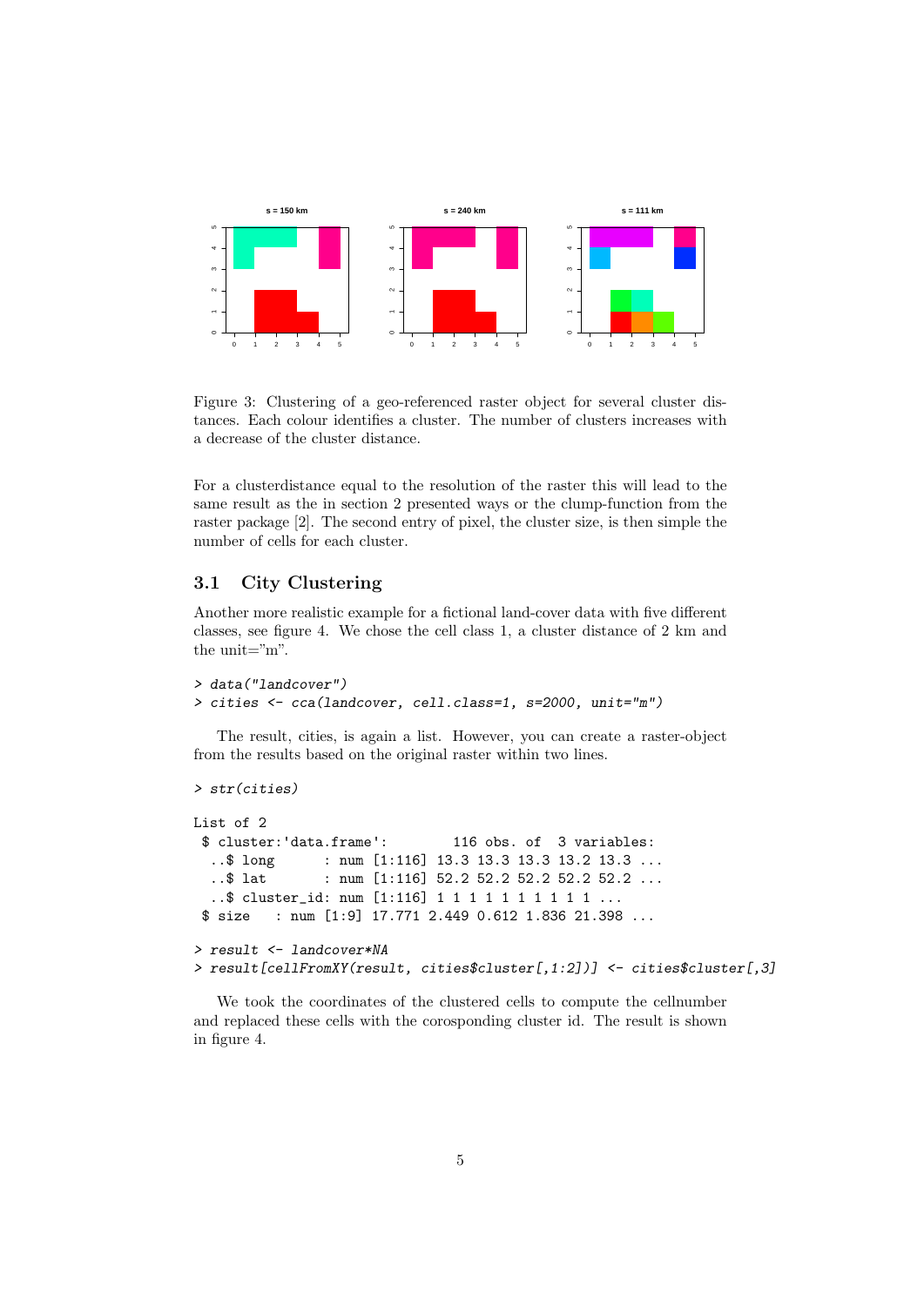Figure 3: Clustering of a geo-referenced raster object for several cluster distances. Each colour identifies a cluster. The number of clusters increases with a decrease of the cluster distance.

For a clusterdistance equal to the resolution of the raster this will lead to the same result as the in section 2 presented ways or the clump-function from the raster package [2]. The second entry of pixel, the cluster size, is then simple the number of cells for each cluster.

## 3.1 City Clustering

Another more realistic example for a fictional land-cover data with five different classes, see figure 4. We chose the cell class 1, a cluster distance of 2 km and the unit="m".

```
> data("landcover")
> cities <- cca(landcover, cell.class=1, s=2000, unit="m")
```

The result, cities, is again a list. However, you can create a raster-object from the results based on the original raster within two lines.

```
> str(cities)

List of 2
 $ cluster:'data.frame':        116 obs. of  3 variables:
  ..$ long      : num [1:116] 13.3 13.3 13.3 13.2 13.3 ...
  ..$ lat       : num [1:116] 52.2 52.2 52.2 52.2 52.2 ...
  ..$ cluster_id: num [1:116] 1 1 1 1 1 1 1 1 1 1 ...
 $ size   : num [1:9] 17.771 2.449 0.612 1.836 21.398 ...

> result <- landcover*NA
> result[cellFromXY(result, cities$cluster[,1:2])] <- cities$cluster[,3]
```

We took the coordinates of the clustered cells to compute the cellnumber and replaced these cells with the corosponding cluster id. The result is shown in figure 4.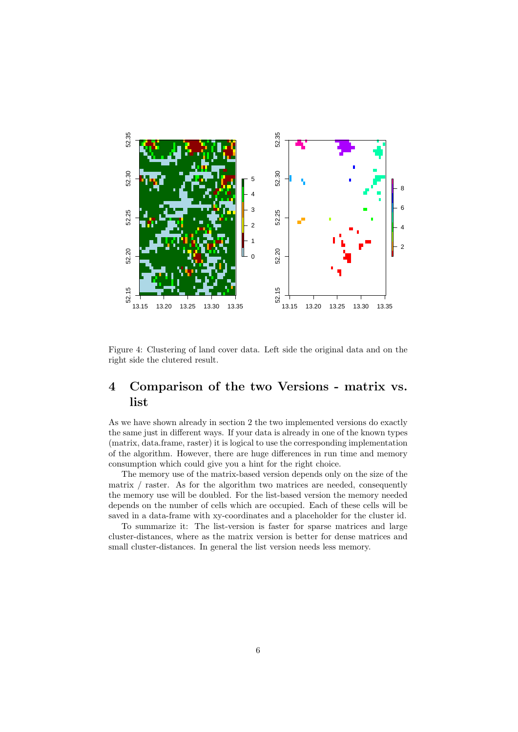Figure 4: Clustering of land cover data. Left side the original data and on the right side the clutered result.

# 4 Comparison of the two Versions - matrix vs. list

As we have shown already in section 2 the two implemented versions do exactly the same just in different ways. If your data is already in one of the known types (matrix, data.frame, raster) it is logical to use the corresponding implementation of the algorithm. However, there are huge differences in run time and memory consumption which could give you a hint for the right choice.

The memory use of the matrix-based version depends only on the size of the matrix / raster. As for the algorithm two matrices are needed, consequently the memory use will be doubled. For the list-based version the memory needed depends on the number of cells which are occupied. Each of these cells will be saved in a data-frame with xy-coordinates and a placeholder for the cluster id.

To summarize it: The list-version is faster for sparse matrices and large cluster-distances, where as the matrix version is better for dense matrices and small cluster-distances. In general the list version needs less memory.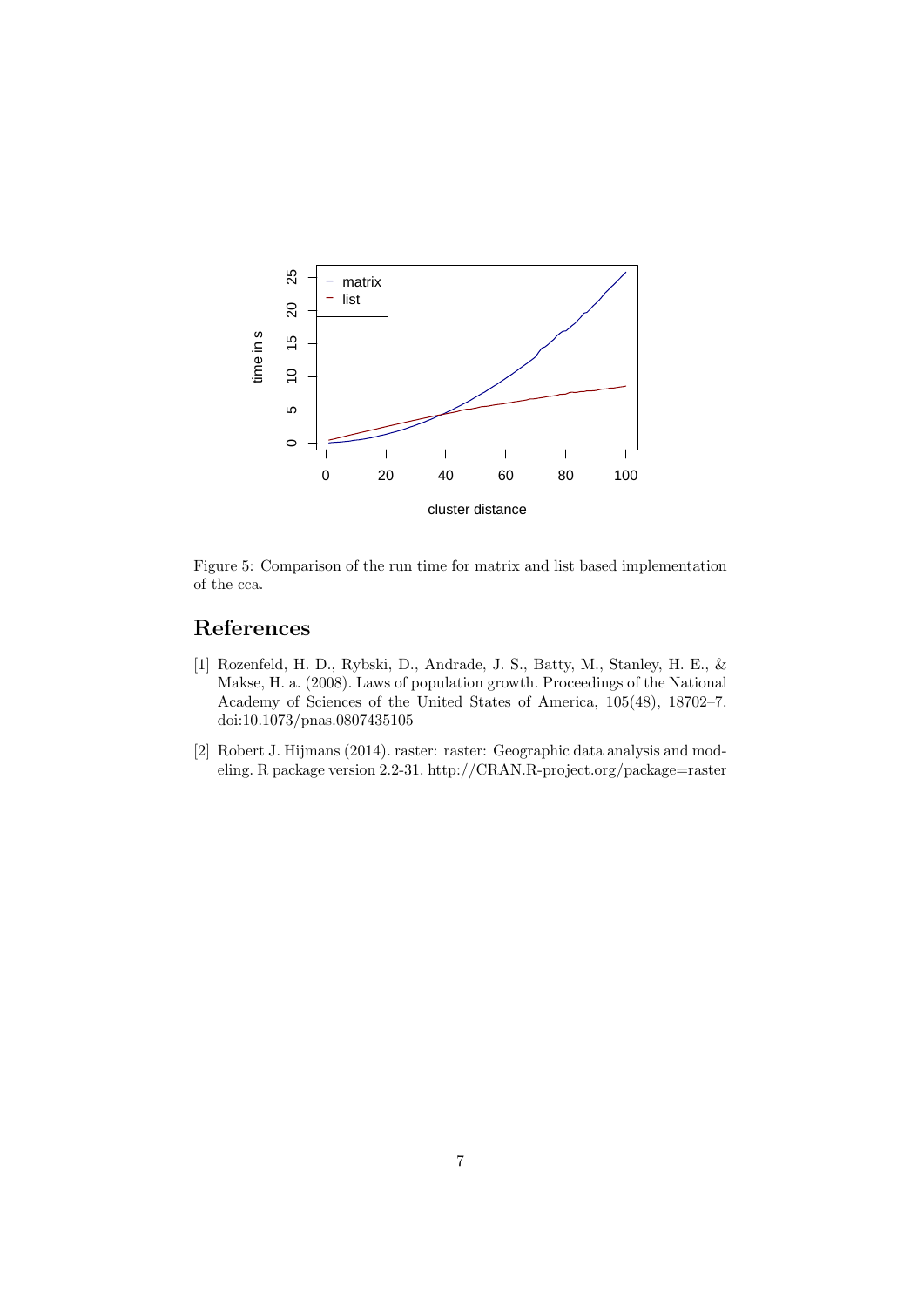matrix
list

time in s

0
5
10
15
20
25

0
20
40
60
80
100

cluster distance

Figure 5: Comparison of the run time for matrix and list based implementation of the cca.

## References

[1] Rozenfeld, H. D., Rybski, D., Andrade, J. S., Batty, M., Stanley, H. E., & Makse, H. a. (2008). Laws of population growth. Proceedings of the National Academy of Sciences of the United States of America, 105(48), 18702–7. doi:10.1073/pnas.0807435105

[2] Robert J. Hijmans (2014). raster: raster: Geographic data analysis and modeling. R package version 2.2-31. http://CRAN.R-project.org/package=raster